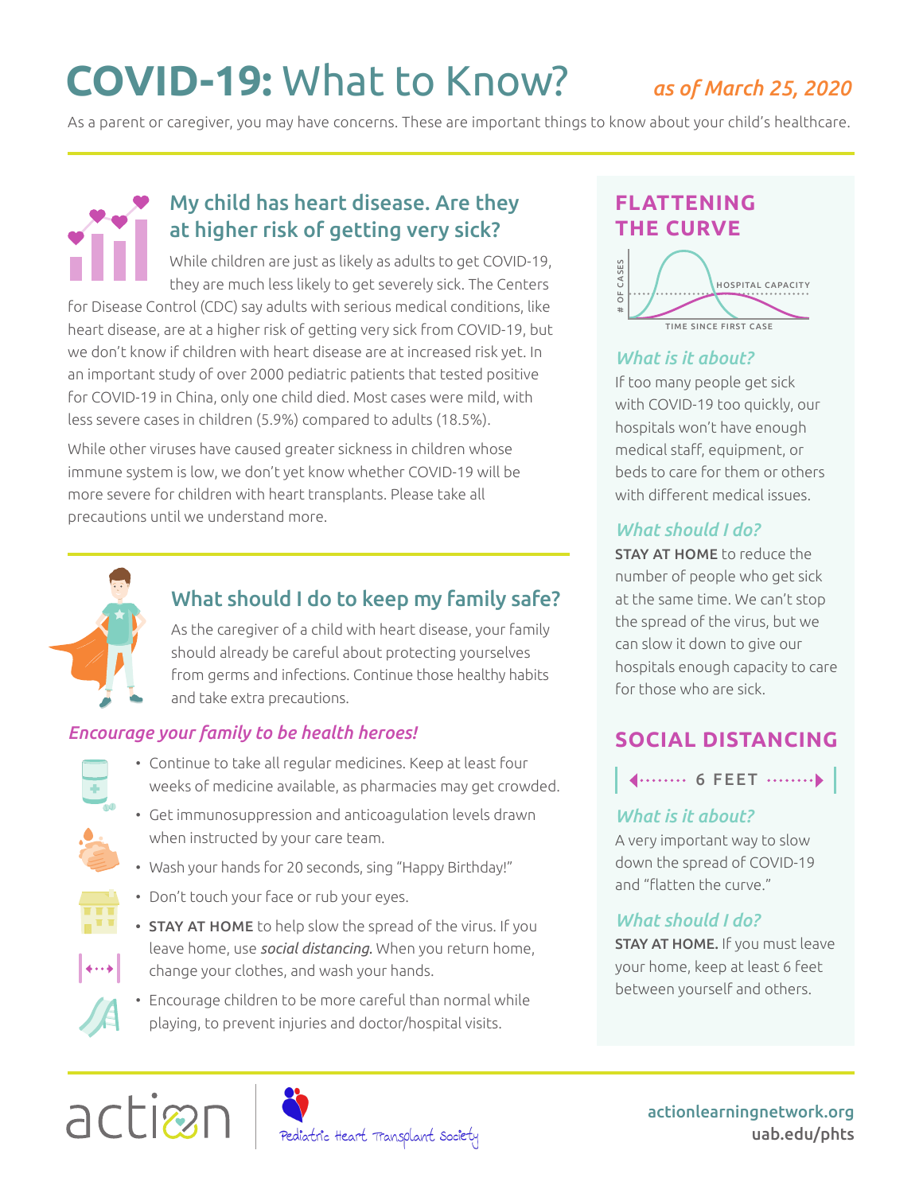# COVID-19: What to Know?

*as of March 25, 2020*

As a parent or caregiver, you may have concerns. These are important things to know about your child's healthcare.

## My child has heart disease. Are they at higher risk of getting very sick?

While children are just as likely as adults to get COVID-19, they are much less likely to get severely sick. The Centers for Disease Control (CDC) say adults with serious medical conditions, like heart disease, are at a higher risk of getting very sick from COVID-19, but we don't know if children with heart disease are at increased risk yet. In an important study of over 2000 pediatric patients that tested positive for COVID-19 in China, only one child died. Most cases were mild, with less severe cases in children (5.9%) compared to adults (18.5%).

While other viruses have caused greater sickness in children whose immune system is low, we don't yet know whether COVID-19 will be more severe for children with heart transplants. Please take all precautions until we understand more.

## What should I do to keep my family safe?

As the caregiver of a child with heart disease, your family should already be careful about protecting yourselves from germs and infections. Continue those healthy habits and take extra precautions.

*Encourage your family to be health heroes!*

- Continue to take all regular medicines. Keep at least four weeks of medicine available, as pharmacies may get crowded.
- Get immunosuppression and anticoagulation levels drawn when instructed by your care team.
- Wash your hands for 20 seconds, sing "Happy Birthday!"
- Don't touch your face or rub your eyes.
- **STAY AT HOME** to help slow the spread of the virus. If you leave home, use *social distancing.* When you return home, change your clothes, and wash your hands.
- Encourage children to be more careful than normal while playing, to prevent injuries and doctor/hospital visits.

## FLATTENING THE CURVE

\# OF CASES | HOSPITAL CAPACITY | TIME SINCE FIRST CASE

### *What is it about?*

If too many people get sick with COVID-19 too quickly, our hospitals won't have enough medical staff, equipment, or beds to care for them or others with different medical issues.

### *What should I do?*

**STAY AT HOME** to reduce the number of people who get sick at the same time. We can't stop the spread of the virus, but we can slow it down to give our hospitals enough capacity to care for those who are sick.

## SOCIAL DISTANCING

6 FEET

### *What is it about?*

A very important way to slow down the spread of COVID-19 and "flatten the curve."

### *What should I do?*

**STAY AT HOME.** If you must leave your home, keep at least 6 feet between yourself and others.

action | Pediatric Heart Transplant Society

actionlearningnetwork.org
uab.edu/phts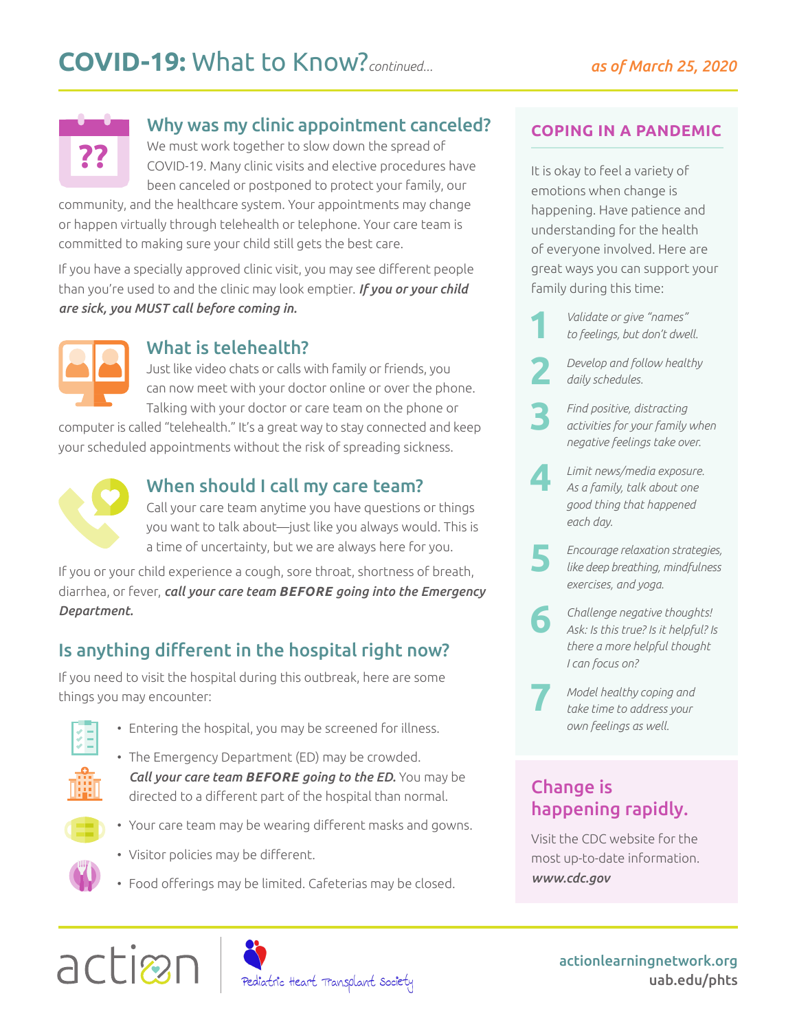# **COVID-19:** What to Know? *continued...*

*as of March 25, 2020*

## Why was my clinic appointment canceled?

We must work together to slow down the spread of COVID-19. Many clinic visits and elective procedures have been canceled or postponed to protect your family, our community, and the healthcare system. Your appointments may change or happen virtually through telehealth or telephone. Your care team is committed to making sure your child still gets the best care.

If you have a specially approved clinic visit, you may see different people than you're used to and the clinic may look emptier. ***If you or your child are sick, you MUST call before coming in.***

## What is telehealth?

Just like video chats or calls with family or friends, you can now meet with your doctor online or over the phone. Talking with your doctor or care team on the phone or computer is called "telehealth." It's a great way to stay connected and keep your scheduled appointments without the risk of spreading sickness.

## When should I call my care team?

Call your care team anytime you have questions or things you want to talk about—just like you always would. This is a time of uncertainty, but we are always here for you.

If you or your child experience a cough, sore throat, shortness of breath, diarrhea, or fever, ***call your care team BEFORE going into the Emergency Department.***

## Is anything different in the hospital right now?

If you need to visit the hospital during this outbreak, here are some things you may encounter:

- Entering the hospital, you may be screened for illness.
- The Emergency Department (ED) may be crowded. ***Call your care team BEFORE going to the ED.*** You may be directed to a different part of the hospital than normal.
- Your care team may be wearing different masks and gowns.
- Visitor policies may be different.
- Food offerings may be limited. Cafeterias may be closed.

## COPING IN A PANDEMIC

It is okay to feel a variety of emotions when change is happening. Have patience and understanding for the health of everyone involved. Here are great ways you can support your family during this time:

1. *Validate or give "names" to feelings, but don't dwell.*
2. *Develop and follow healthy daily schedules.*
3. *Find positive, distracting activities for your family when negative feelings take over.*
4. *Limit news/media exposure. As a family, talk about one good thing that happened each day.*
5. *Encourage relaxation strategies, like deep breathing, mindfulness exercises, and yoga.*
6. *Challenge negative thoughts! Ask: Is this true? Is it helpful? Is there a more helpful thought I can focus on?*
7. *Model healthy coping and take time to address your own feelings as well.*

## Change is happening rapidly.

Visit the CDC website for the most up-to-date information. ***www.cdc.gov***

action | Pediatric Heart Transplant Society

actionlearningnetwork.org
uab.edu/phts